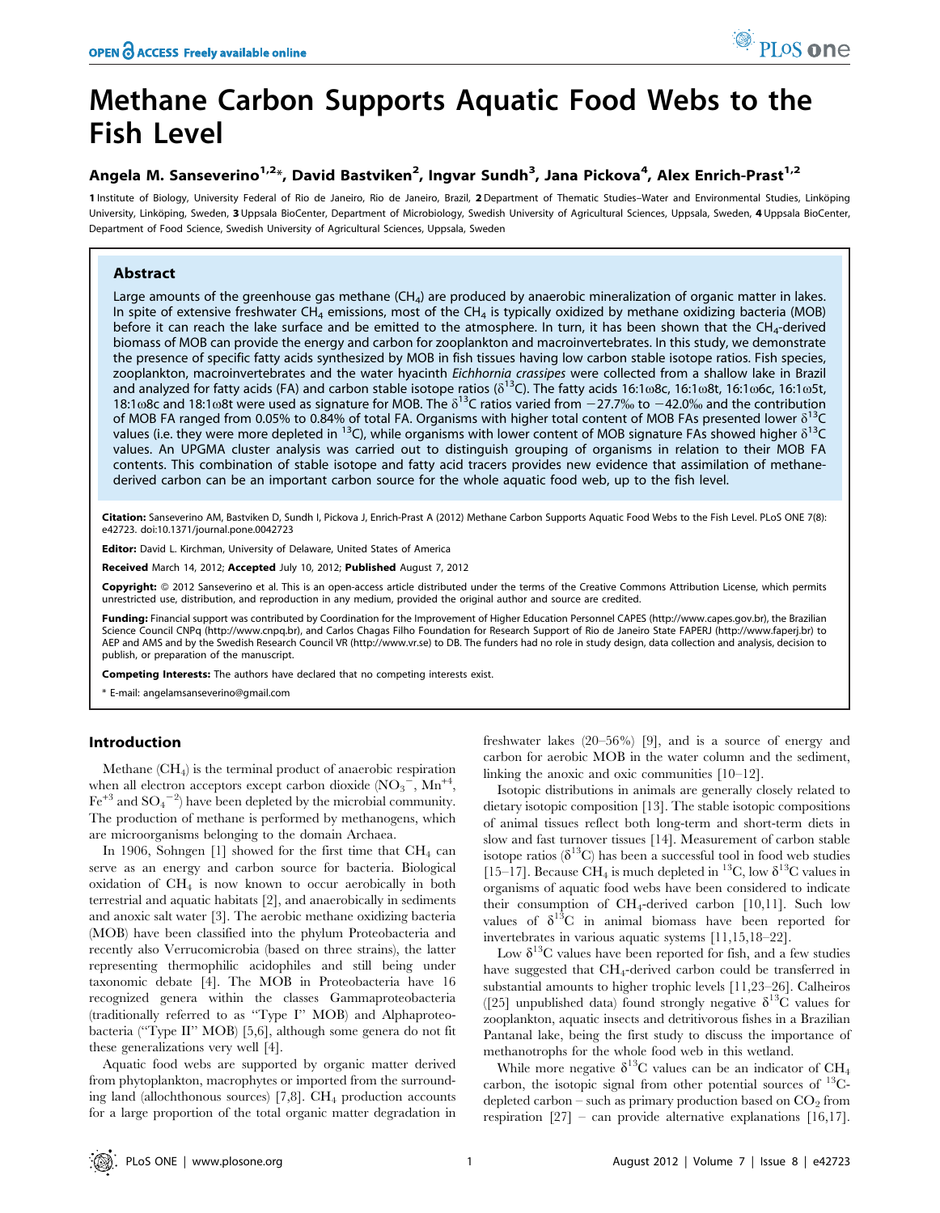# Methane Carbon Supports Aquatic Food Webs to the Fish Level

**Angela M. Sanseverino[1,2]*, David Bastviken[2], Ingvar Sundh[3], Jana Pickova[4], Alex Enrich-Prast[1,2]**

1 Institute of Biology, University Federal of Rio de Janeiro, Rio de Janeiro, Brazil, 2 Department of Thematic Studies–Water and Environmental Studies, Linköping University, Linköping, Sweden, 3 Uppsala BioCenter, Department of Microbiology, Swedish University of Agricultural Sciences, Uppsala, Sweden, 4 Uppsala BioCenter, Department of Food Science, Swedish University of Agricultural Sciences, Uppsala, Sweden

## Abstract

Large amounts of the greenhouse gas methane ($CH_4$) are produced by anaerobic mineralization of organic matter in lakes. In spite of extensive freshwater $CH_4$ emissions, most of the $CH_4$ is typically oxidized by methane oxidizing bacteria (MOB) before it can reach the lake surface and be emitted to the atmosphere. In turn, it has been shown that the $CH_4$-derived biomass of MOB can provide the energy and carbon for zooplankton and macroinvertebrates. In this study, we demonstrate the presence of specific fatty acids synthesized by MOB in fish tissues having low carbon stable isotope ratios. Fish species, zooplankton, macroinvertebrates and the water hyacinth *Eichhornia crassipes* were collected from a shallow lake in Brazil and analyzed for fatty acids (FA) and carbon stable isotope ratios ($\delta^{13}C$). The fatty acids 16:1ω8c, 16:1ω8t, 16:1ω6c, 16:1ω5t, 18:1ω8c and 18:1ω8t were used as signature for MOB. The $\delta^{13}C$ ratios varied from −27.7‰ to −42.0‰ and the contribution of MOB FA ranged from 0.05% to 0.84% of total FA. Organisms with higher total content of MOB FAs presented lower $\delta^{13}C$ values (i.e. they were more depleted in $^{13}C$), while organisms with lower content of MOB signature FAs showed higher $\delta^{13}C$ values. An UPGMA cluster analysis was carried out to distinguish grouping of organisms in relation to their MOB FA contents. This combination of stable isotope and fatty acid tracers provides new evidence that assimilation of methane-derived carbon can be an important carbon source for the whole aquatic food web, up to the fish level.

**Citation:** Sanseverino AM, Bastviken D, Sundh I, Pickova J, Enrich-Prast A (2012) Methane Carbon Supports Aquatic Food Webs to the Fish Level. PLoS ONE 7(8): e42723. doi:10.1371/journal.pone.0042723

**Editor:** David L. Kirchman, University of Delaware, United States of America

**Received** March 14, 2012; **Accepted** July 10, 2012; **Published** August 7, 2012

**Copyright:** © 2012 Sanseverino et al. This is an open-access article distributed under the terms of the Creative Commons Attribution License, which permits unrestricted use, distribution, and reproduction in any medium, provided the original author and source are credited.

**Funding:** Financial support was contributed by Coordination for the Improvement of Higher Education Personnel CAPES (http://www.capes.gov.br), the Brazilian Science Council CNPq (http://www.cnpq.br), and Carlos Chagas Filho Foundation for Research Support of Rio de Janeiro State FAPERJ (http://www.faperj.br) to AEP and AMS and by the Swedish Research Council VR (http://www.vr.se) to DB. The funders had no role in study design, data collection and analysis, decision to publish, or preparation of the manuscript.

**Competing Interests:** The authors have declared that no competing interests exist.

\* E-mail: angelamsanseverino@gmail.com

## Introduction

Methane ($CH_4$) is the terminal product of anaerobic respiration when all electron acceptors except carbon dioxide ($NO_3^-$, $Mn^{+4}$, $Fe^{+3}$ and $SO_4^{-2}$) have been depleted by the microbial community. The production of methane is performed by methanogens, which are microorganisms belonging to the domain Archaea.

In 1906, Sohngen [1] showed for the first time that $CH_4$ can serve as an energy and carbon source for bacteria. Biological oxidation of $CH_4$ is now known to occur aerobically in both terrestrial and aquatic habitats [2], and anaerobically in sediments and anoxic salt water [3]. The aerobic methane oxidizing bacteria (MOB) have been classified into the phylum Proteobacteria and recently also Verrucomicrobia (based on three strains), the latter representing thermophilic acidophiles and still being under taxonomic debate [4]. The MOB in Proteobacteria have 16 recognized genera within the classes Gammaproteobacteria (traditionally referred to as "Type I" MOB) and Alphaproteobacteria ("Type II" MOB) [5,6], although some genera do not fit these generalizations very well [4].

Aquatic food webs are supported by organic matter derived from phytoplankton, macrophytes or imported from the surrounding land (allochthonous sources) [7,8]. $CH_4$ production accounts for a large proportion of the total organic matter degradation in freshwater lakes (20–56%) [9], and is a source of energy and carbon for aerobic MOB in the water column and the sediment, linking the anoxic and oxic communities [10–12].

Isotopic distributions in animals are generally closely related to dietary isotopic composition [13]. The stable isotopic compositions of animal tissues reflect both long-term and short-term diets in slow and fast turnover tissues [14]. Measurement of carbon stable isotope ratios ($\delta^{13}C$) has been a successful tool in food web studies [15–17]. Because $CH_4$ is much depleted in $^{13}C$, low $\delta^{13}C$ values in organisms of aquatic food webs have been considered to indicate their consumption of $CH_4$-derived carbon [10,11]. Such low values of $\delta^{13}C$ in animal biomass have been reported for invertebrates in various aquatic systems [11,15,18–22].

Low $\delta^{13}C$ values have been reported for fish, and a few studies have suggested that $CH_4$-derived carbon could be transferred in substantial amounts to higher trophic levels [11,23–26]. Calheiros ([25] unpublished data) found strongly negative $\delta^{13}C$ values for zooplankton, aquatic insects and detritivorous fishes in a Brazilian Pantanal lake, being the first study to discuss the importance of methanotrophs for the whole food web in this wetland.

While more negative $\delta^{13}C$ values can be an indicator of $CH_4$ carbon, the isotopic signal from other potential sources of $^{13}C$-depleted carbon – such as primary production based on $CO_2$ from respiration [27] – can provide alternative explanations [16,17].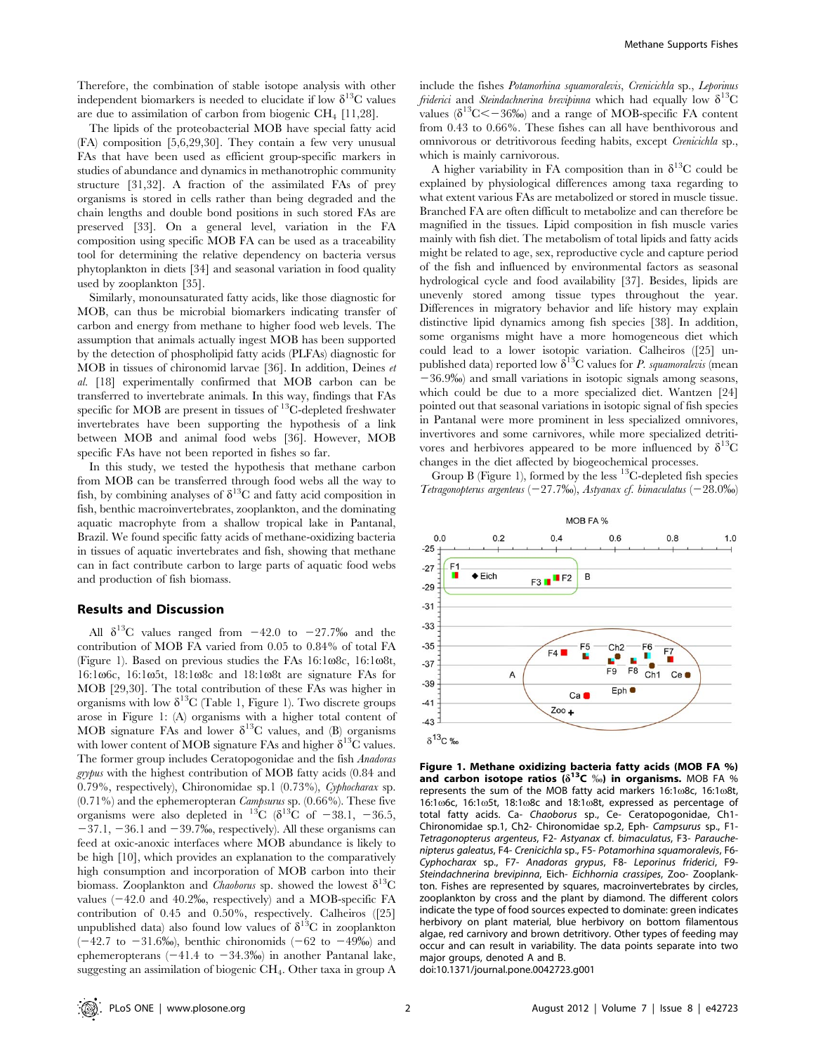Therefore, the combination of stable isotope analysis with other independent biomarkers is needed to elucidate if low $\delta^{13}C$ values are due to assimilation of carbon from biogenic $CH_4$ [11,28].

The lipids of the proteobacterial MOB have special fatty acid (FA) composition [5,6,29,30]. They contain a few very unusual FAs that have been used as efficient group-specific markers in studies of abundance and dynamics in methanotrophic community structure [31,32]. A fraction of the assimilated FAs of prey organisms is stored in cells rather than being degraded and the chain lengths and double bond positions in such stored FAs are preserved [33]. On a general level, variation in the FA composition using specific MOB FA can be used as a traceability tool for determining the relative dependency on bacteria versus phytoplankton in diets [34] and seasonal variation in food quality used by zooplankton [35].

Similarly, monounsaturated fatty acids, like those diagnostic for MOB, can thus be microbial biomarkers indicating transfer of carbon and energy from methane to higher food web levels. The assumption that animals actually ingest MOB has been supported by the detection of phospholipid fatty acids (PLFAs) diagnostic for MOB in tissues of chironomid larvae [36]. In addition, Deines *et al.* [18] experimentally confirmed that MOB carbon can be transferred to invertebrate animals. In this way, findings that FAs specific for MOB are present in tissues of $^{13}C$-depleted freshwater invertebrates have been supporting the hypothesis of a link between MOB and animal food webs [36]. However, MOB specific FAs have not been reported in fishes so far.

In this study, we tested the hypothesis that methane carbon from MOB can be transferred through food webs all the way to fish, by combining analyses of $\delta^{13}C$ and fatty acid composition in fish, benthic macroinvertebrates, zooplankton, and the dominating aquatic macrophyte from a shallow tropical lake in Pantanal, Brazil. We found specific fatty acids of methane-oxidizing bacteria in tissues of aquatic invertebrates and fish, showing that methane can in fact contribute carbon to large parts of aquatic food webs and production of fish biomass.

## Results and Discussion

All $\delta^{13}C$ values ranged from $-42.0$ to $-27.7$‰ and the contribution of MOB FA varied from 0.05 to 0.84% of total FA (Figure 1). Based on previous studies the FAs 16:1ω8c, 16:1ω8t, 16:1ω6c, 16:1ω5t, 18:1ω8c and 18:1ω8t are signature FAs for MOB [29,30]. The total contribution of these FAs was higher in organisms with low $\delta^{13}C$ (Table 1, Figure 1). Two discrete groups arose in Figure 1: (A) organisms with a higher total content of MOB signature FAs and lower $\delta^{13}C$ values, and (B) organisms with lower content of MOB signature FAs and higher $\delta^{13}C$ values. The former group includes Ceratopogonidae and the fish *Anadoras grypus* with the highest contribution of MOB fatty acids (0.84 and 0.79%, respectively), Chironomidae sp.1 (0.73%), *Cyphocharax* sp. (0.71%) and the ephemeropteran *Campsurus* sp. (0.66%). These five organisms were also depleted in $^{13}C$ ($\delta^{13}C$ of $-38.1$, $-36.5$, $-37.1$, $-36.1$ and $-39.7$‰, respectively). All these organisms can feed at oxic-anoxic interfaces where MOB abundance is likely to be high [10], which provides an explanation to the comparatively high consumption and incorporation of MOB carbon into their biomass. Zooplankton and *Chaoborus* sp. showed the lowest $\delta^{13}C$ values ($-42.0$ and 40.2‰, respectively) and a MOB-specific FA contribution of 0.45 and 0.50%, respectively. Calheiros ([25] unpublished data) also found low values of $\delta^{13}C$ in zooplankton ($-42.7$ to $-31.6$‰), benthic chironomids ($-62$ to $-49$‰) and ephemeropterans ($-41.4$ to $-34.3$‰) in another Pantanal lake, suggesting an assimilation of biogenic $CH_4$. Other taxa in group A include the fishes *Potamorhina squamoralevis*, *Crenicichla* sp., *Leporinus friderici* and *Steindachnerina brevipinna* which had equally low $\delta^{13}C$ values ($\delta^{13}C < -36$‰) and a range of MOB-specific FA content from 0.43 to 0.66%. These fishes can all have benthivorous and omnivorous or detritivorous feeding habits, except *Crenicichla* sp., which is mainly carnivorous.

A higher variability in FA composition than in $\delta^{13}C$ could be explained by physiological differences among taxa regarding to what extent various FAs are metabolized or stored in muscle tissue. Branched FA are often difficult to metabolize and can therefore be magnified in the tissues. Lipid composition in fish muscle varies mainly with fish diet. The metabolism of total lipids and fatty acids might be related to age, sex, reproductive cycle and capture period of the fish and influenced by environmental factors as seasonal hydrological cycle and food availability [37]. Besides, lipids are unevenly stored among tissue types throughout the year. Differences in migratory behavior and life history may explain distinctive lipid dynamics among fish species [38]. In addition, some organisms might have a more homogeneous diet which could lead to a lower isotopic variation. Calheiros ([25] unpublished data) reported low $\delta^{13}C$ values for *P. squamoralevis* (mean $-36.9$‰) and small variations in isotopic signals among seasons, which could be due to a more specialized diet. Wantzen [24] pointed out that seasonal variations in isotopic signal of fish species in Pantanal were more prominent in less specialized omnivores, invertivores and some carnivores, while more specialized detritivores and herbivores appeared to be more influenced by $\delta^{13}C$ changes in the diet affected by biogeochemical processes.

Group B (Figure 1), formed by the less $^{13}C$-depleted fish species *Tetragonopterus argenteus* ($-27.7$‰), *Astyanax cf. bimaculatus* ($-28.0$‰)

**Figure 1. Methane oxidizing bacteria fatty acids (MOB FA %) and carbon isotope ratios ($\delta^{13}C$ ‰) in organisms.** MOB FA % represents the sum of the MOB fatty acid markers 16:1ω8c, 16:1ω8t, 16:1ω6c, 16:1ω5t, 18:1ω8c and 18:1ω8t, expressed as percentage of total fatty acids. Ca- *Chaoborus* sp., Ce- Ceratopogonidae, Ch1- Chironomidae sp.1, Ch2- Chironomidae sp.2, Eph- *Campsurus* sp., F1- *Tetragonopterus argenteus*, F2- *Astyanax* cf. *bimaculatus*, F3- *Parauchenipterus galeatus*, F4- *Crenicichla* sp., F5- *Potamorhina squamoralevis*, F6- *Cyphocharax* sp., F7- *Anadoras grypus*, F8- *Leporinus friderici*, F9- *Steindachnerina brevipinna*, Eich- *Eichhornia crassipes*, Zoo- Zooplankton. Fishes are represented by squares, macroinvertebrates by circles, zooplankton by cross and the plant by diamond. The different colors indicate the type of food sources expected to dominate: green indicates herbivory on plant material, blue herbivory on bottom filamentous algae, red carnivory and brown detritivory. Other types of feeding may occur and can result in variability. The data points separate into two major groups, denoted A and B.
doi:10.1371/journal.pone.0042723.g001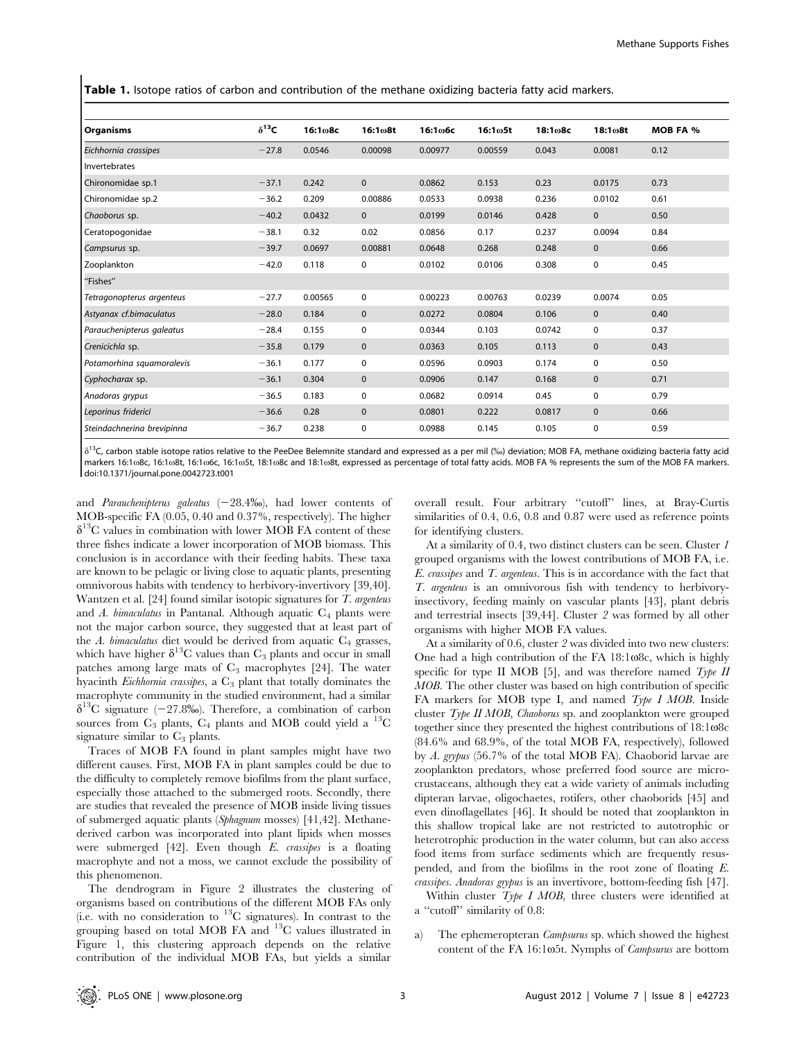**Table 1.** Isotope ratios of carbon and contribution of the methane oxidizing bacteria fatty acid markers.

| Organisms | $\delta^{13}C$ | 16:1ω8c | 16:1ω8t | 16:1ω6c | 16:1ω5t | 18:1ω8c | 18:1ω8t | MOB FA % |
|---|---|---|---|---|---|---|---|---|
| *Eichhornia crassipes* | −27.8 | 0.0546 | 0.00098 | 0.00977 | 0.00559 | 0.043 | 0.0081 | 0.12 |
| Invertebrates | | | | | | | | |
| Chironomidae sp.1 | −37.1 | 0.242 | 0 | 0.0862 | 0.153 | 0.23 | 0.0175 | 0.73 |
| Chironomidae sp.2 | −36.2 | 0.209 | 0.00886 | 0.0533 | 0.0938 | 0.236 | 0.0102 | 0.61 |
| *Chaoborus* sp. | −40.2 | 0.0432 | 0 | 0.0199 | 0.0146 | 0.428 | 0 | 0.50 |
| Ceratopogonidae | −38.1 | 0.32 | 0.02 | 0.0856 | 0.17 | 0.237 | 0.0094 | 0.84 |
| *Campsurus* sp. | −39.7 | 0.0697 | 0.00881 | 0.0648 | 0.268 | 0.248 | 0 | 0.66 |
| Zooplankton | −42.0 | 0.118 | 0 | 0.0102 | 0.0106 | 0.308 | 0 | 0.45 |
| "Fishes" | | | | | | | | |
| *Tetragonopterus argenteus* | −27.7 | 0.00565 | 0 | 0.00223 | 0.00763 | 0.0239 | 0.0074 | 0.05 |
| *Astyanax cf.bimaculatus* | −28.0 | 0.184 | 0 | 0.0272 | 0.0804 | 0.106 | 0 | 0.40 |
| *Parauchenipterus galeatus* | −28.4 | 0.155 | 0 | 0.0344 | 0.103 | 0.0742 | 0 | 0.37 |
| *Crenicichla* sp. | −35.8 | 0.179 | 0 | 0.0363 | 0.105 | 0.113 | 0 | 0.43 |
| *Potamorhina squamoralevis* | −36.1 | 0.177 | 0 | 0.0596 | 0.0903 | 0.174 | 0 | 0.50 |
| *Cyphocharax* sp. | −36.1 | 0.304 | 0 | 0.0906 | 0.147 | 0.168 | 0 | 0.71 |
| *Anadoras grypus* | −36.5 | 0.183 | 0 | 0.0682 | 0.0914 | 0.45 | 0 | 0.79 |
| *Leporinus friderici* | −36.6 | 0.28 | 0 | 0.0801 | 0.222 | 0.0817 | 0 | 0.66 |
| *Steindachnerina brevipinna* | −36.7 | 0.238 | 0 | 0.0988 | 0.145 | 0.105 | 0 | 0.59 |

$\delta^{13}C$, carbon stable isotope ratios relative to the PeeDee Belemnite standard and expressed as a per mil (‰) deviation; MOB FA, methane oxidizing bacteria fatty acid markers 16:1ω8c, 16:1ω8t, 16:1ω6c, 16:1ω5t, 18:1ω8c and 18:1ω8t, expressed as percentage of total fatty acids. MOB FA % represents the sum of the MOB FA markers.
doi:10.1371/journal.pone.0042723.t001

and *Parauchenipterus galeatus* (−28.4‰), had lower contents of MOB-specific FA (0.05, 0.40 and 0.37%, respectively). The higher $\delta^{13}C$ values in combination with lower MOB FA content of these three fishes indicate a lower incorporation of MOB biomass. This conclusion is in accordance with their feeding habits. These taxa are known to be pelagic or living close to aquatic plants, presenting omnivorous habits with tendency to herbivory-invertivory [39,40]. Wantzen et al. [24] found similar isotopic signatures for *T. argenteus* and *A. bimaculatus* in Pantanal. Although aquatic $C_4$ plants were not the major carbon source, they suggested that at least part of the *A. bimaculatus* diet would be derived from aquatic $C_4$ grasses, which have higher $\delta^{13}C$ values than $C_3$ plants and occur in small patches among large mats of $C_3$ macrophytes [24]. The water hyacinth *Eichhornia crassipes*, a $C_3$ plant that totally dominates the macrophyte community in the studied environment, had a similar $\delta^{13}C$ signature (−27.8‰). Therefore, a combination of carbon sources from $C_3$ plants, $C_4$ plants and MOB could yield a $^{13}C$ signature similar to $C_3$ plants.

Traces of MOB FA found in plant samples might have two different causes. First, MOB FA in plant samples could be due to the difficulty to completely remove biofilms from the plant surface, especially those attached to the submerged roots. Secondly, there are studies that revealed the presence of MOB inside living tissues of submerged aquatic plants (*Sphagnum* mosses) [41,42]. Methane-derived carbon was incorporated into plant lipids when mosses were submerged [42]. Even though *E. crassipes* is a floating macrophyte and not a moss, we cannot exclude the possibility of this phenomenon.

The dendrogram in Figure 2 illustrates the clustering of organisms based on contributions of the different MOB FAs only (i.e. with no consideration to $^{13}C$ signatures). In contrast to the grouping based on total MOB FA and $^{13}C$ values illustrated in Figure 1, this clustering approach depends on the relative contribution of the individual MOB FAs, but yields a similar overall result. Four arbitrary "cutoff" lines, at Bray-Curtis similarities of 0.4, 0.6, 0.8 and 0.87 were used as reference points for identifying clusters.

At a similarity of 0.4, two distinct clusters can be seen. Cluster *1* grouped organisms with the lowest contributions of MOB FA, i.e. *E. crassipes* and *T. argenteus*. This is in accordance with the fact that *T. argenteus* is an omnivorous fish with tendency to herbivory-insectivory, feeding mainly on vascular plants [43], plant debris and terrestrial insects [39,44]. Cluster *2* was formed by all other organisms with higher MOB FA values.

At a similarity of 0.6, cluster *2* was divided into two new clusters: One had a high contribution of the FA 18:1ω8c, which is highly specific for type II MOB [5], and was therefore named *Type II MOB*. The other cluster was based on high contribution of specific FA markers for MOB type I, and named *Type I MOB*. Inside cluster *Type II MOB*, *Chaoborus* sp. and zooplankton were grouped together since they presented the highest contributions of 18:1ω8c (84.6% and 68.9%, of the total MOB FA, respectively), followed by *A. grypus* (56.7% of the total MOB FA). Chaoborid larvae are zooplankton predators, whose preferred food source are micro-crustaceans, although they eat a wide variety of animals including dipteran larvae, oligochaetes, rotifers, other chaoborids [45] and even dinoflagellates [46]. It should be noted that zooplankton in this shallow tropical lake are not restricted to autotrophic or heterotrophic production in the water column, but can also access food items from surface sediments which are frequently resuspended, and from the biofilms in the root zone of floating *E. crassipes*. *Anadoras grypus* is an invertivore, bottom-feeding fish [47].

Within cluster *Type I MOB*, three clusters were identified at a "cutoff" similarity of 0.8:

a) The ephemeropteran *Campsurus* sp. which showed the highest content of the FA 16:1ω5t. Nymphs of *Campsurus* are bottom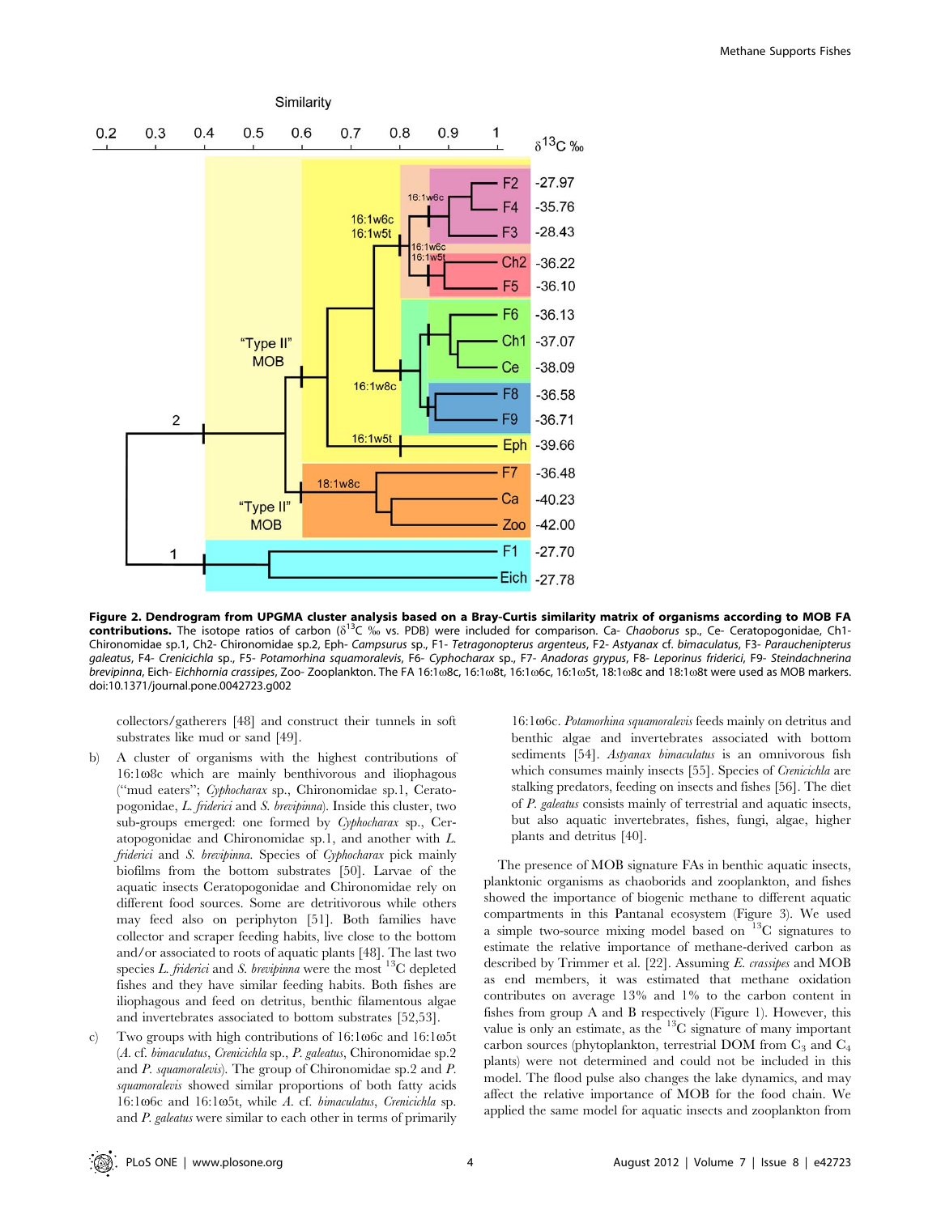**Figure 2. Dendrogram from UPGMA cluster analysis based on a Bray-Curtis similarity matrix of organisms according to MOB FA contributions.** The isotope ratios of carbon ($\delta^{13}C$ ‰ vs. PDB) were included for comparison. Ca- *Chaoborus* sp., Ce- Ceratopogonidae, Ch1- Chironomidae sp.1, Ch2- Chironomidae sp.2, Eph- *Campsurus* sp., F1- *Tetragonopterus argenteus*, F2- *Astyanax* cf. *bimaculatus*, F3- *Parauchenipterus galeatus*, F4- *Crenicichla* sp., F5- *Potamorhina squamoralevis*, F6- *Cyphocharax* sp., F7- *Anadoras grypus*, F8- *Leporinus friderici*, F9- *Steindachnerina brevipinna*, Eich- *Eichhornia crassipes*, Zoo- Zooplankton. The FA 16:1ω8c, 16:1ω8t, 16:1ω6c, 16:1ω5t, 18:1ω8c and 18:1ω8t were used as MOB markers.
doi:10.1371/journal.pone.0042723.g002

collectors/gatherers [48] and construct their tunnels in soft substrates like mud or sand [49].

b) A cluster of organisms with the highest contributions of 16:1ω8c which are mainly benthivorous and iliophagous ("mud eaters"; *Cyphocharax* sp., Chironomidae sp.1, Ceratopogonidae, *L. friderici* and *S. brevipinna*). Inside this cluster, two sub-groups emerged: one formed by *Cyphocharax* sp., Ceratopogonidae and Chironomidae sp.1, and another with *L. friderici* and *S. brevipinna*. Species of *Cyphocharax* pick mainly biofilms from the bottom substrates [50]. Larvae of the aquatic insects Ceratopogonidae and Chironomidae rely on different food sources. Some are detritivorous while others may feed also on periphyton [51]. Both families have collector and scraper feeding habits, live close to the bottom and/or associated to roots of aquatic plants [48]. The last two species *L. friderici* and *S. brevipinna* were the most $^{13}C$ depleted fishes and they have similar feeding habits. Both fishes are iliophagous and feed on detritus, benthic filamentous algae and invertebrates associated to bottom substrates [52,53].

c) Two groups with high contributions of 16:1ω6c and 16:1ω5t (*A.* cf. *bimaculatus*, *Crenicichla* sp., *P. galeatus*, Chironomidae sp.2 and *P. squamoralevis*). The group of Chironomidae sp.2 and *P. squamoralevis* showed similar proportions of both fatty acids 16:1ω6c and 16:1ω5t, while *A.* cf. *bimaculatus*, *Crenicichla* sp. and *P. galeatus* were similar to each other in terms of primarily 16:1ω6c. *Potamorhina squamoralevis* feeds mainly on detritus and benthic algae and invertebrates associated with bottom sediments [54]. *Astyanax bimaculatus* is an omnivorous fish which consumes mainly insects [55]. Species of *Crenicichla* are stalking predators, feeding on insects and fishes [56]. The diet of *P. galeatus* consists mainly of terrestrial and aquatic insects, but also aquatic invertebrates, fishes, fungi, algae, higher plants and detritus [40].

The presence of MOB signature FAs in benthic aquatic insects, planktonic organisms as chaoborids and zooplankton, and fishes showed the importance of biogenic methane to different aquatic compartments in this Pantanal ecosystem (Figure 3). We used a simple two-source mixing model based on $^{13}C$ signatures to estimate the relative importance of methane-derived carbon as described by Trimmer et al. [22]. Assuming *E. crassipes* and MOB as end members, it was estimated that methane oxidation contributes on average 13% and 1% to the carbon content in fishes from group A and B respectively (Figure 1). However, this value is only an estimate, as the $^{13}C$ signature of many important carbon sources (phytoplankton, terrestrial DOM from $C_3$ and $C_4$ plants) were not determined and could not be included in this model. The flood pulse also changes the lake dynamics, and may affect the relative importance of MOB for the food chain. We applied the same model for aquatic insects and zooplankton from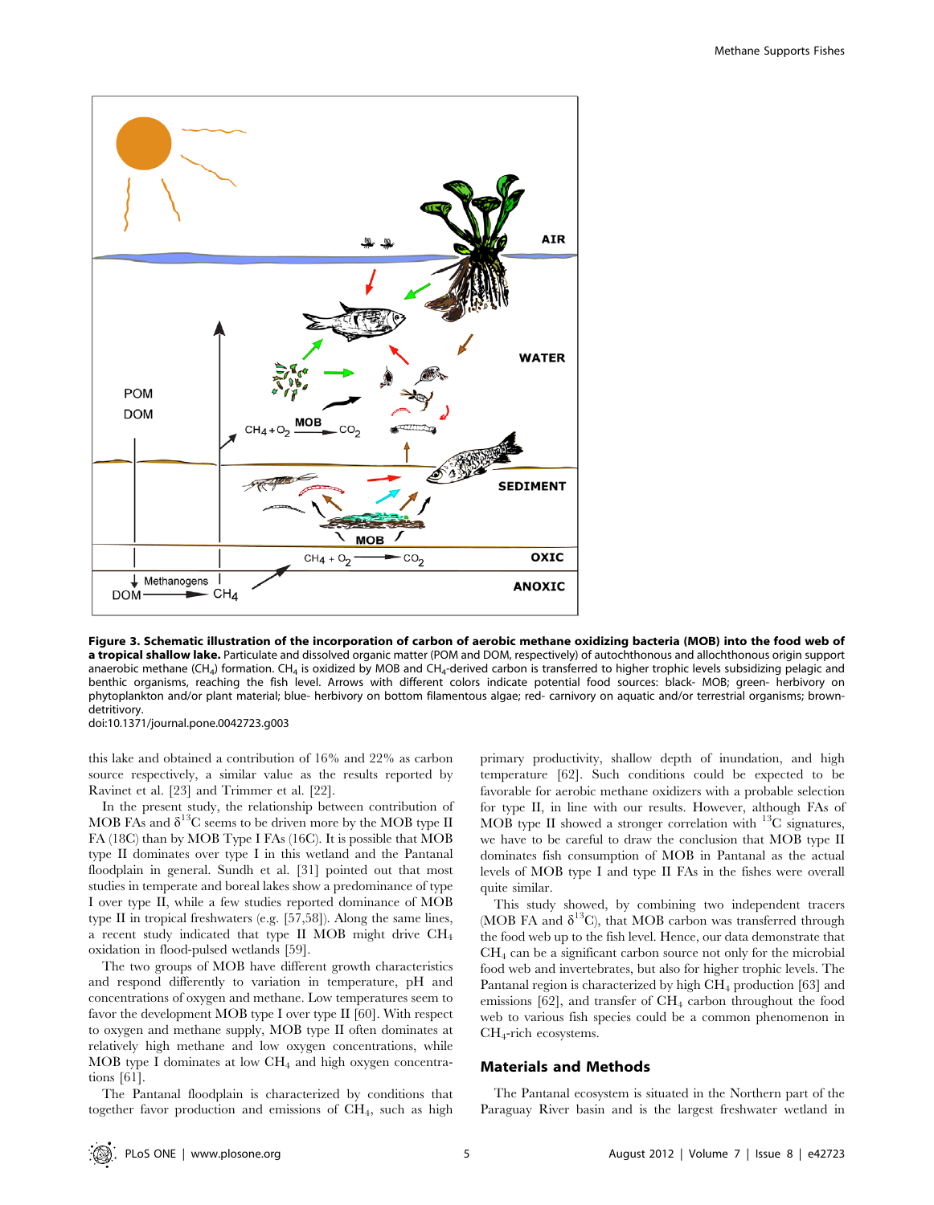**Figure 3. Schematic illustration of the incorporation of carbon of aerobic methane oxidizing bacteria (MOB) into the food web of a tropical shallow lake.** Particulate and dissolved organic matter (POM and DOM, respectively) of autochthonous and allochthonous origin support anaerobic methane ($CH_4$) formation. $CH_4$ is oxidized by MOB and $CH_4$-derived carbon is transferred to higher trophic levels subsidizing pelagic and benthic organisms, reaching the fish level. Arrows with different colors indicate potential food sources: black- MOB; green- herbivory on phytoplankton and/or plant material; blue- herbivory on bottom filamentous algae; red- carnivory on aquatic and/or terrestrial organisms; brown- detritivory.

doi:10.1371/journal.pone.0042723.g003

this lake and obtained a contribution of 16% and 22% as carbon source respectively, a similar value as the results reported by Ravinet et al. [23] and Trimmer et al. [22].

In the present study, the relationship between contribution of MOB FAs and $\delta^{13}C$ seems to be driven more by the MOB type II FA (18C) than by MOB Type I FAs (16C). It is possible that MOB type II dominates over type I in this wetland and the Pantanal floodplain in general. Sundh et al. [31] pointed out that most studies in temperate and boreal lakes show a predominance of type I over type II, while a few studies reported dominance of MOB type II in tropical freshwaters (e.g. [57,58]). Along the same lines, a recent study indicated that type II MOB might drive $CH_4$ oxidation in flood-pulsed wetlands [59].

The two groups of MOB have different growth characteristics and respond differently to variation in temperature, pH and concentrations of oxygen and methane. Low temperatures seem to favor the development MOB type I over type II [60]. With respect to oxygen and methane supply, MOB type II often dominates at relatively high methane and low oxygen concentrations, while MOB type I dominates at low $CH_4$ and high oxygen concentrations [61].

The Pantanal floodplain is characterized by conditions that together favor production and emissions of $CH_4$, such as high primary productivity, shallow depth of inundation, and high temperature [62]. Such conditions could be expected to be favorable for aerobic methane oxidizers with a probable selection for type II, in line with our results. However, although FAs of MOB type II showed a stronger correlation with $^{13}C$ signatures, we have to be careful to draw the conclusion that MOB type II dominates fish consumption of MOB in Pantanal as the actual levels of MOB type I and type II FAs in the fishes were overall quite similar.

This study showed, by combining two independent tracers (MOB FA and $\delta^{13}C$), that MOB carbon was transferred through the food web up to the fish level. Hence, our data demonstrate that $CH_4$ can be a significant carbon source not only for the microbial food web and invertebrates, but also for higher trophic levels. The Pantanal region is characterized by high $CH_4$ production [63] and emissions [62], and transfer of $CH_4$ carbon throughout the food web to various fish species could be a common phenomenon in $CH_4$-rich ecosystems.

## Materials and Methods

The Pantanal ecosystem is situated in the Northern part of the Paraguay River basin and is the largest freshwater wetland in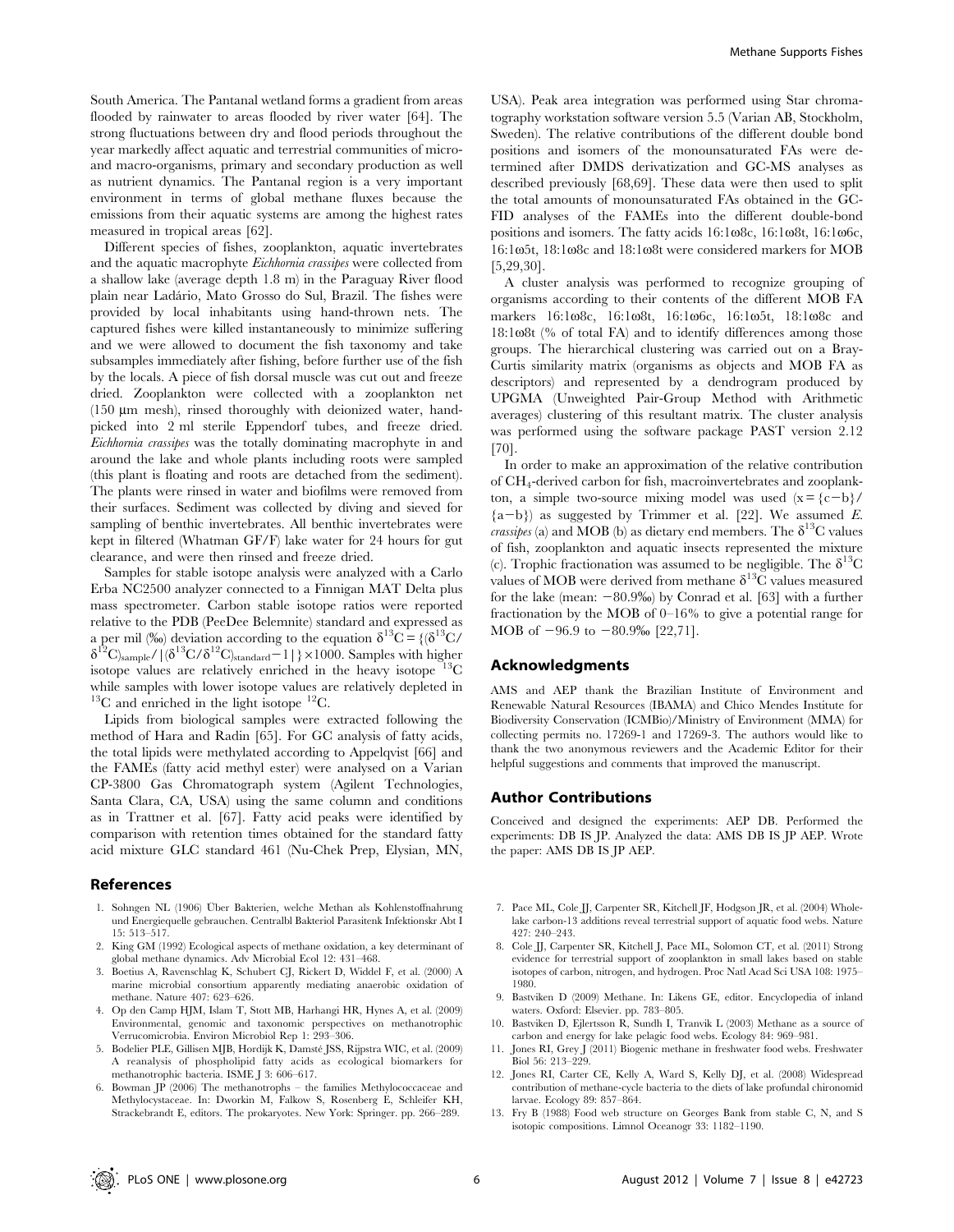South America. The Pantanal wetland forms a gradient from areas flooded by rainwater to areas flooded by river water [64]. The strong fluctuations between dry and flood periods throughout the year markedly affect aquatic and terrestrial communities of micro- and macro-organisms, primary and secondary production as well as nutrient dynamics. The Pantanal region is a very important environment in terms of global methane fluxes because the emissions from their aquatic systems are among the highest rates measured in tropical areas [62].

Different species of fishes, zooplankton, aquatic invertebrates and the aquatic macrophyte *Eichhornia crassipes* were collected from a shallow lake (average depth 1.8 m) in the Paraguay River flood plain near Ladário, Mato Grosso do Sul, Brazil. The fishes were provided by local inhabitants using hand-thrown nets. The captured fishes were killed instantaneously to minimize suffering and we were allowed to document the fish taxonomy and take subsamples immediately after fishing, before further use of the fish by the locals. A piece of fish dorsal muscle was cut out and freeze dried. Zooplankton were collected with a zooplankton net (150 µm mesh), rinsed thoroughly with deionized water, hand-picked into 2 ml sterile Eppendorf tubes, and freeze dried. *Eichhornia crassipes* was the totally dominating macrophyte in and around the lake and whole plants including roots were sampled (this plant is floating and roots are detached from the sediment). The plants were rinsed in water and biofilms were removed from their surfaces. Sediment was collected by diving and sieved for sampling of benthic invertebrates. All benthic invertebrates were kept in filtered (Whatman GF/F) lake water for 24 hours for gut clearance, and were then rinsed and freeze dried.

Samples for stable isotope analysis were analyzed with a Carlo Erba NC2500 analyzer connected to a Finnigan MAT Delta plus mass spectrometer. Carbon stable isotope ratios were reported relative to the PDB (PeeDee Belemnite) standard and expressed as a per mil (‰) deviation according to the equation $\delta^{13}C = \{(\delta^{13}C/\delta^{12}C)_{sample}/[(\delta^{13}C/\delta^{12}C)_{standard}-1]\}\times1000$. Samples with higher isotope values are relatively enriched in the heavy isotope $^{13}C$ while samples with lower isotope values are relatively depleted in $^{13}C$ and enriched in the light isotope $^{12}C$.

Lipids from biological samples were extracted following the method of Hara and Radin [65]. For GC analysis of fatty acids, the total lipids were methylated according to Appelqvist [66] and the FAMEs (fatty acid methyl ester) were analysed on a Varian CP-3800 Gas Chromatograph system (Agilent Technologies, Santa Clara, CA, USA) using the same column and conditions as in Trattner et al. [67]. Fatty acid peaks were identified by comparison with retention times obtained for the standard fatty acid mixture GLC standard 461 (Nu-Chek Prep, Elysian, MN, USA). Peak area integration was performed using Star chromatography workstation software version 5.5 (Varian AB, Stockholm, Sweden). The relative contributions of the different double bond positions and isomers of the monounsaturated FAs were determined after DMDS derivatization and GC-MS analyses as described previously [68,69]. These data were then used to split the total amounts of monounsaturated FAs obtained in the GC-FID analyses of the FAMEs into the different double-bond positions and isomers. The fatty acids 16:1ω8c, 16:1ω8t, 16:1ω6c, 16:1ω5t, 18:1ω8c and 18:1ω8t were considered markers for MOB [5,29,30].

A cluster analysis was performed to recognize grouping of organisms according to their contents of the different MOB FA markers 16:1ω8c, 16:1ω8t, 16:1ω6c, 16:1ω5t, 18:1ω8c and 18:1ω8t (% of total FA) and to identify differences among those groups. The hierarchical clustering was carried out on a Bray-Curtis similarity matrix (organisms as objects and MOB FA as descriptors) and represented by a dendrogram produced by UPGMA (Unweighted Pair-Group Method with Arithmetic averages) clustering of this resultant matrix. The cluster analysis was performed using the software package PAST version 2.12 [70].

In order to make an approximation of the relative contribution of $CH_4$-derived carbon for fish, macroinvertebrates and zooplankton, a simple two-source mixing model was used ($x = \{c-b\}/\{a-b\}$) as suggested by Trimmer et al. [22]. We assumed *E. crassipes* (a) and MOB (b) as dietary end members. The $\delta^{13}C$ values of fish, zooplankton and aquatic insects represented the mixture (c). Trophic fractionation was assumed to be negligible. The $\delta^{13}C$ values of MOB were derived from methane $\delta^{13}C$ values measured for the lake (mean: −80.9‰) by Conrad et al. [63] with a further fractionation by the MOB of 0–16% to give a potential range for MOB of −96.9 to −80.9‰ [22,71].

## Acknowledgments

AMS and AEP thank the Brazilian Institute of Environment and Renewable Natural Resources (IBAMA) and Chico Mendes Institute for Biodiversity Conservation (ICMBio)/Ministry of Environment (MMA) for collecting permits no. 17269-1 and 17269-3. The authors would like to thank the two anonymous reviewers and the Academic Editor for their helpful suggestions and comments that improved the manuscript.

## Author Contributions

Conceived and designed the experiments: AEP DB. Performed the experiments: DB IS JP. Analyzed the data: AMS DB IS JP AEP. Wrote the paper: AMS DB IS JP AEP.

## References

1. Sohngen NL (1906) Über Bakterien, welche Methan als Kohlenstoffnahrung und Energiequelle gebrauchen. Centrallbl Bakteriol Parasitenk Infektionskr Abt I 15: 513–517.
2. King GM (1992) Ecological aspects of methane oxidation, a key determinant of global methane dynamics. Adv Microbial Ecol 12: 431–468.
3. Boetius A, Ravenschlag K, Schubert CJ, Rickert D, Widdel F, et al. (2000) A marine microbial consortium apparently mediating anaerobic oxidation of methane. Nature 407: 623–626.
4. Op den Camp HJM, Islam T, Stott MB, Harhangi HR, Hynes A, et al. (2009) Environmental, genomic and taxonomic perspectives on methanotrophic Verrucomicrobia. Environ Microbiol Rep 1: 293–306.
5. Bodelier PLE, Gillisen MJB, Hordijk K, Damsté JSS, Rijpstra WIC, et al. (2009) A reanalysis of phospholipid fatty acids as ecological biomarkers for methanotrophic bacteria. ISME J 3: 606–617.
6. Bowman JP (2006) The methanotrophs – the families Methylococcaceae and Methylocystaceae. In: Dworkin M, Falkow S, Rosenberg E, Schleifer KH, Strackebrandt E, editors. The prokaryotes. New York: Springer. pp. 266–289.
7. Pace ML, Cole JJ, Carpenter SR, Kitchell JF, Hodgson JR, et al. (2004) Whole-lake carbon-13 additions reveal terrestrial support of aquatic food webs. Nature 427: 240–243.
8. Cole JJ, Carpenter SR, Kitchell J, Pace ML, Solomon CT, et al. (2011) Strong evidence for terrestrial support of zooplankton in small lakes based on stable isotopes of carbon, nitrogen, and hydrogen. Proc Natl Acad Sci USA 108: 1975–1980.
9. Bastviken D (2009) Methane. In: Likens GE, editor. Encyclopedia of inland waters. Oxford: Elsevier. pp. 783–805.
10. Bastviken D, Ejlertsson R, Sundh I, Tranvik L (2003) Methane as a source of carbon and energy for lake pelagic food webs. Ecology 84: 969–981.
11. Jones RI, Grey J (2011) Biogenic methane in freshwater food webs. Freshwater Biol 56: 213–229.
12. Jones RI, Carter CE, Kelly A, Ward S, Kelly DJ, et al. (2008) Widespread contribution of methane-cycle bacteria to the diets of lake profundal chironomid larvae. Ecology 89: 857–864.
13. Fry B (1988) Food web structure on Georges Bank from stable C, N, and S isotopic compositions. Limnol Oceanogr 33: 1182–1190.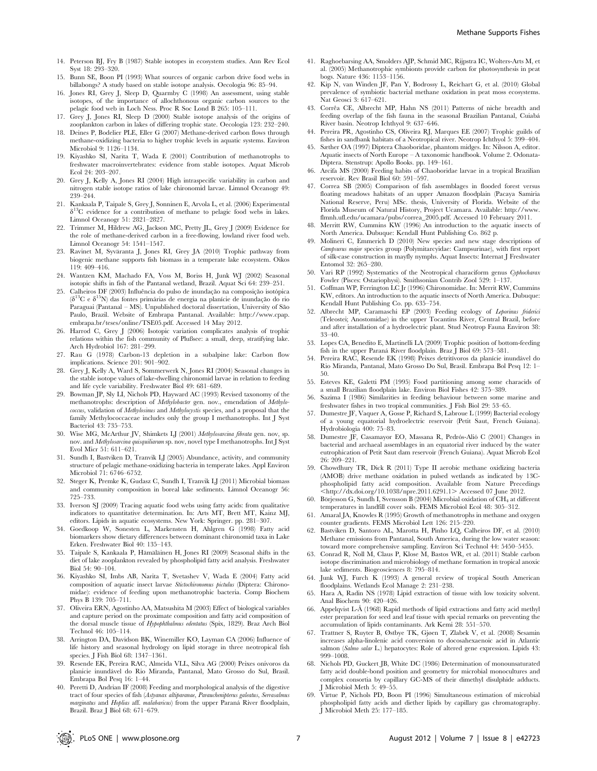14. Peterson BJ, Fry B (1987) Stable isotopes in ecosystem studies. Ann Rev Ecol Syst 18: 293–320.
15. Bunn SE, Boon PI (1993) What sources of organic carbon drive food webs in billabongs? A study based on stable isotope analysis. Oecologia 96: 85–94.
16. Jones RI, Grey J, Sleep D, Quarmby C (1998) An assessment, using stable isotopes, of the importance of allochthonous organic carbon sources to the pelagic food web in Loch Ness. Proc R Soc Lond B 265: 105–111.
17. Grey J, Jones RI, Sleep D (2000) Stable isotope analysis of the origins of zooplankton carbon in lakes of differing trophic state. Oecologia 123: 232–240.
18. Deines P, Bodelier PLE, Eller G (2007) Methane-derived carbon flows through methane-oxidizing bacteria to higher trophic levels in aquatic systems. Environ Microbiol 9: 1126–1134.
19. Kiyashko SI, Narita T, Wada E (2001) Contribution of methanotrophs to freshwater macroinvertebrates: evidence from stable isotopes. Aquat Microb Ecol 24: 203–207.
20. Grey J, Kelly A, Jones RI (2004) High intraspecific variability in carbon and nitrogen stable isotope ratios of lake chironomid larvae. Limnol Oceanogr 49: 239–244.
21. Kankaala P, Taipale S, Grey J, Sonninen E, Arvola L, et al. (2006) Experimental $\delta^{13}C$ evidence for a contribution of methane to pelagic food webs in lakes. Limnol Oceanogr 51: 2821–2827.
22. Trimmer M, Hildrew AG, Jackson MC, Pretty JL, Grey J (2009) Evidence for the role of methane-derived carbon in a free-flowing, lowland river food web. Limnol Oceanogr 54: 1541–1547.
23. Ravinet M, Syväranta J, Jones RI, Grey JA (2010) Trophic pathway from biogenic methane supports fish biomass in a temperate lake ecosystem. Oikos 119: 409–416.
24. Wantzen KM, Machado FA, Voss M, Boriss H, Junk WJ (2002) Seasonal isotopic shifts in fish of the Pantanal wetland, Brazil. Aquat Sci 64: 239–251.
25. Calheiros DF (2003) Influência do pulso de inundação na composição isotópica ($\delta^{13}C$ e $\delta^{15}N$) das fontes primárias de energia na planície de inundação do rio Paraguai (Pantanal – MS). Unpublished doctoral dissertation, University of São Paulo, Brazil. Website of Embrapa Pantanal. Available: http://www.cpap.embrapa.br/teses/online/TSE05.pdf. Accessed 14 May 2012.
26. Harrod C, Grey J (2006) Isotopic variation complicates analysis of trophic relations within the fish community of Plußsee: a small, deep, stratifying lake. Arch Hydrobiol 167: 281–299.
27. Rau G (1978) Carbon-13 depletion in a subalpine lake: Carbon flow implications. Science 201: 901–902.
28. Grey J, Kelly A, Ward S, Sommerwerk N, Jones RI (2004) Seasonal changes in the stable isotope values of lake-dwelling chironomid larvae in relation to feeding and life cycle variability. Freshwater Biol 49: 681–689.
29. Bowman JP, Sly LI, Nichols PD, Hayward AC (1993) Revised taxonomy of the methanotrophs: description of *Methylobacter* gen. nov., emendation of *Methylococcus*, validation of *Methylosinus* and *Methylocystis* species, and a proposal that the family Methylococcaceae includes only the group I methanotrophs. Int J Syst Bacteriol 43: 735–753.
30. Wise MG, McArthur JV, Shimkets LJ (2001) *Methylosarcina fibrata* gen. nov, sp. nov. and *Methylosarcina quisquiliarum* sp. nov, novel type I methanotrophs. Int J Syst Evol Micr 51: 611–621.
31. Sundh I, Bastviken D, Tranvik LJ (2005) Abundance, activity, and community structure of pelagic methane-oxidizing bacteria in temperate lakes. Appl Environ Microbiol 71: 6746–6752.
32. Steger K, Premke K, Gudasz C, Sundh I, Tranvik LJ (2011) Microbial biomass and community composition in boreal lake sediments. Limnol Oceanogr 56: 725–733.
33. Iverson SJ (2009) Tracing aquatic food webs using fatty acids: from qualitative indicators to quantitative determination. In: Arts MT, Brett MT, Kainz MJ, editors. Lipids in aquatic ecosystems. New York: Springer. pp. 281–307.
34. Goedkoop W, Sonesten L, Markensten H, Ahlgren G (1998) Fatty acid biomarkers show dietary differences between dominant chironomid taxa in Lake Erken. Freshwater Biol 40: 135–143.
35. Taipale S, Kankaala P, Hämäläinen H, Jones RI (2009) Seasonal shifts in the diet of lake zooplankton revealed by phospholipid fatty acid analysis. Freshwater Biol 54: 90–104.
36. Kiyashko SI, Imbs AB, Narita T, Svetashev V, Wada E (2004) Fatty acid composition of aquatic insect larvae *Stictochironomus pictulus* (Diptera: Chironomidae): evidence of feeding upon methanotrophic bacteria. Comp Biochem Phys B 139: 705–711.
37. Oliveira ERN, Agostinho AA, Matsushita M (2003) Effect of biological variables and capture period on the proximate composition and fatty acid composition of the dorsal muscle tissue of *Hypophthalmus edentatus* (Spix, 1829). Braz Arch Biol Technol 46: 105–114.
38. Arrington DA, Davidson BK, Winemiller KO, Layman CA (2006) Influence of life history and seasonal hydrology on lipid storage in three neotropical fish species. J Fish Biol 68: 1347–1361.
39. Resende EK, Pereira RAC, Almeida VLL, Silva AG (2000) Peixes onívoros da planície inundável do Rio Miranda, Pantanal, Mato Grosso do Sul, Brasil. Embrapa Bol Pesq 16: 1–44.
40. Peretti D, Andrian IF (2008) Feeding and morphological analysis of the digestive tract of four species of fish (*Astyanax altiparanae*, *Parauchenipterus galeatus*, *Serrasalmus marginatus* and *Hoplias* aff. *malabaricus*) from the upper Paraná River floodplain, Brazil. Braz J Biol 68: 671–679.
41. Raghoebarsing AA, Smolders AJP, Schmid MC, Rijpstra IC, Wolters-Arts M, et al. (2005) Methanotrophic symbionts provide carbon for photosynthesis in peat bogs. Nature 436: 1153–1156.
42. Kip N, van Winden JF, Pan Y, Bodrossy L, Reichart G, et al. (2010) Global prevalence of symbiotic bacterial methane oxidation in peat moss ecosystems. Nat Geosci 3: 617–621.
43. Corrêa CE, Albrecht MP, Hahn NS (2011) Patterns of niche breadth and feeding overlap of the fish fauna in the seasonal Brazilian Pantanal, Cuiabá River basin. Neotrop Ichthyol 9: 637–646.
44. Pereira PR, Agostinho CS, Oliveira RJ, Marques EE (2007) Trophic guilds of fishes in sandbank habitats of a Neotropical river. Neotrop Ichthyol 5: 399–404.
45. Sæther OA (1997) Diptera Chaoboridae, phantom midges. In: Nilsson A, editor. Aquatic insects of North Europe – A taxonomic handbook. Volume 2. Odonata-Diptera. Stenstrup: Apollo Books. pp. 149–161.
46. Arcifa MS (2000) Feeding habits of Chaoboridae larvae in a tropical Brazilian reservoir. Rev Brasil Biol 60: 591–597.
47. Correa SB (2005) Comparison of fish assemblages in flooded forest versus floating meadows habitats of an upper Amazon floodplain (Pacaya Samiria National Reserve, Peru) MSc. thesis, University of Florida. Website of the Florida Museum of Natural History, Project Ucamara. Available: http://www.flmnh.ufl.edu/ucamara/pubs/correa_2005.pdf. Accessed 10 February 2011.
48. Merritt RW, Cummins KW (1996) An introduction to the aquatic insects of North America. Dubuque: Kendall Hunt Publishing Co. 862 p.
49. Molineri C, Emmerich D (2010) New species and new stage descriptions of *Campsurus major* species group (Polymitarcyidae: Campsurinae), with first report of silk-case construction in mayfly nymphs. Aquat Insects: Internat J Freshwater Entomol 32: 265–280.
50. Vari RP (1992) Systematics of the Neotropical characiform genus *Cyphocharax* Fowler (Pisces: Ostariophysi). Smithsonian Contrib Zool 529: 1–137.
51. Coffman WP, Ferrington LC Jr (1996) Chironomidae. In: Merrit RW, Cummins KW, editors. An introduction to the aquatic insects of North America. Dubuque: Kendall Hunt Publishing Co. pp. 635–754.
52. Albrecht MP, Caramaschi EP (2003) Feeding ecology of *Leporinus friderici* (Teleostei; Anostomidae) in the upper Tocantins River, Central Brazil, before and after installation of a hydroelectric plant. Stud Neotrop Fauna Environ 38: 33–40.
53. Lopes CA, Benedito E, Martinelli LA (2009) Trophic position of bottom-feeding fish in the upper Paraná River floodplain. Braz J Biol 69: 573–581.
54. Pereira RAC, Resende EK (1998) Peixes detritívoros da planície inundável do Rio Miranda, Pantanal, Mato Grosso Do Sul, Brasil. Embrapa Bol Pesq 12: 1–50.
55. Esteves KE, Galetti PM (1995) Food partitioning among some characids of a small Brazilian floodplain lake. Environ Biol Fishes 42: 375–389.
56. Sazima I (1986) Similarities in feeding behaviour between some marine and freshwater fishes in two tropical communities. J Fish Biol 29: 53–65.
57. Dumestre JF, Vaquer A, Gosse P, Richard S, Labroue L (1999) Bacterial ecology of a young equatorial hydroelectric reservoir (Petit Saut, French Guiana). Hydrobiologia 400: 75–83.
58. Dumestre JF, Casamayor EO, Massana R, Pedrós-Alió C (2001) Changes in bacterial and archaeal assemblages in an equatorial river induced by the water eutrophication of Petit Saut dam reservoir (French Guiana). Aquat Microb Ecol 26: 209–221.
59. Chowdhury TR, Dick R (2011) Type II aerobic methane oxidizing bacteria (AMOB) drive methane oxidation in pulsed wetlands as indicated by 13C-phospholipid fatty acid composition. Available from Nature Precedings <http://dx.doi.org/10.1038/npre.2011.6291.1> Accessed 07 June 2012.
60. Börjesson G, Sundh I, Svensson B (2004) Microbial oxidation of $CH_4$ at different temperatures in landfill cover soils. FEMS Microbiol Ecol 48: 305–312.
61. Amaral JA, Knowles R (1995) Growth of methanotrophs in methane and oxygen counter gradients. FEMS Microbiol Lett 126: 215–220.
62. Bastviken D, Santoro AL, Marotta H, Pinho LQ, Calheiros DF, et al. (2010) Methane emissions from Pantanal, South America, during the low water season: toward more comprehensive sampling. Environ Sci Technol 44: 5450–5455.
63. Conrad R, Noll M, Claus P, Klose M, Bastos WR, et al. (2011) Stable carbon isotope discrimination and microbiology of methane formation in tropical anoxic lake sediments. Biogeosciences 8: 795–814.
64. Junk WJ, Furch K (1993) A general review of tropical South American floodplains. Wetlands Ecol Manage 2: 231–238.
65. Hara A, Radin NS (1978) Lipid extraction of tissue with low toxicity solvent. Anal Biochem 90: 420–426.
66. Appelqvist L-Å (1968) Rapid methods of lipid extractions and fatty acid methyl ester preparation for seed and leaf tissue with special remarks on preventing the accumulation of lipids contaminants. Ark Kemi 28: 551–570.
67. Trattner S, Ruyter B, Østbye TK, Gjøen T, Zlabek V, et al. (2008) Sesamin increases alpha-linolenic acid conversion to docosahexaenoic acid in Atlantic salmon (*Salmo salar* L.) hepatocytes: Role of altered gene expression. Lipids 43: 999–1008.
68. Nichols PD, Guckert JB, White DC (1986) Determination of monounsaturated fatty acid double-bond position and geometry for microbial monocultures and complex consortia by capillary GC-MS of their dimethyl disulphide adducts. J Microbiol Meth 5: 49–55.
69. Virtue P, Nichols PD, Boon PI (1996) Simultaneous estimation of microbial phospholipid fatty acids and diether lipids by capillary gas chromatography. J Microbiol Meth 25: 177–185.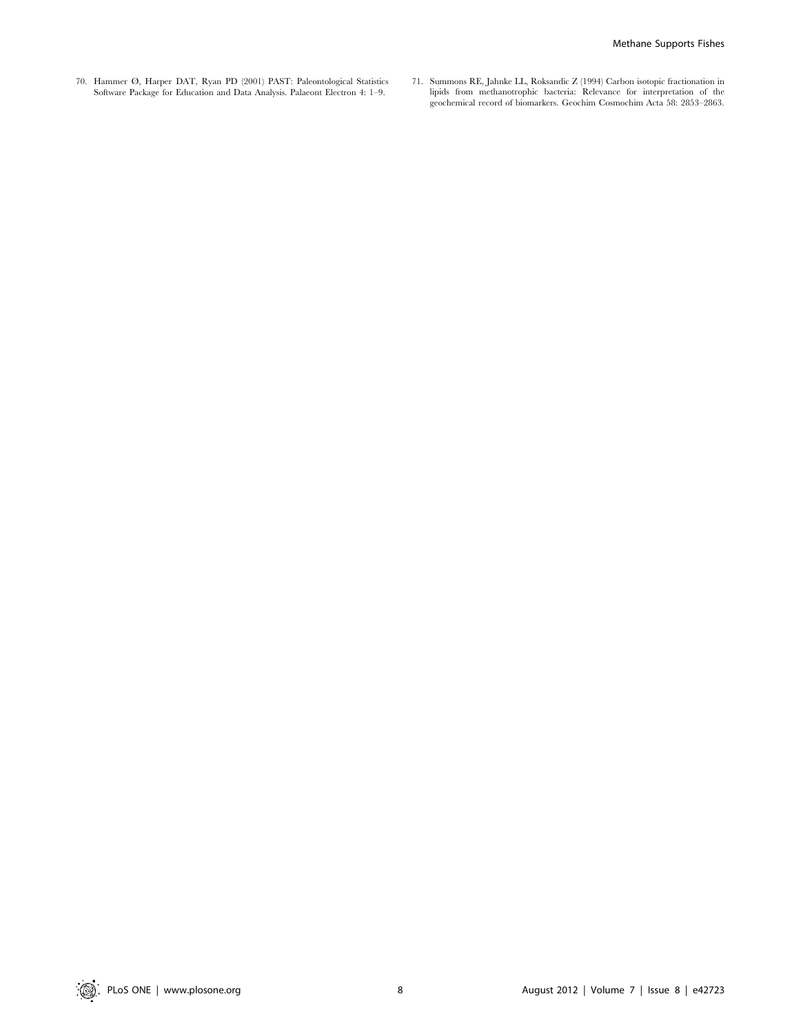70. Hammer Ø, Harper DAT, Ryan PD (2001) PAST: Paleontological Statistics Software Package for Education and Data Analysis. Palaeont Electron 4: 1–9.

71. Summons RE, Jahnke LL, Roksandic Z (1994) Carbon isotopic fractionation in lipids from methanotrophic bacteria: Relevance for interpretation of the geochemical record of biomarkers. Geochim Cosmochim Acta 58: 2853–2863.